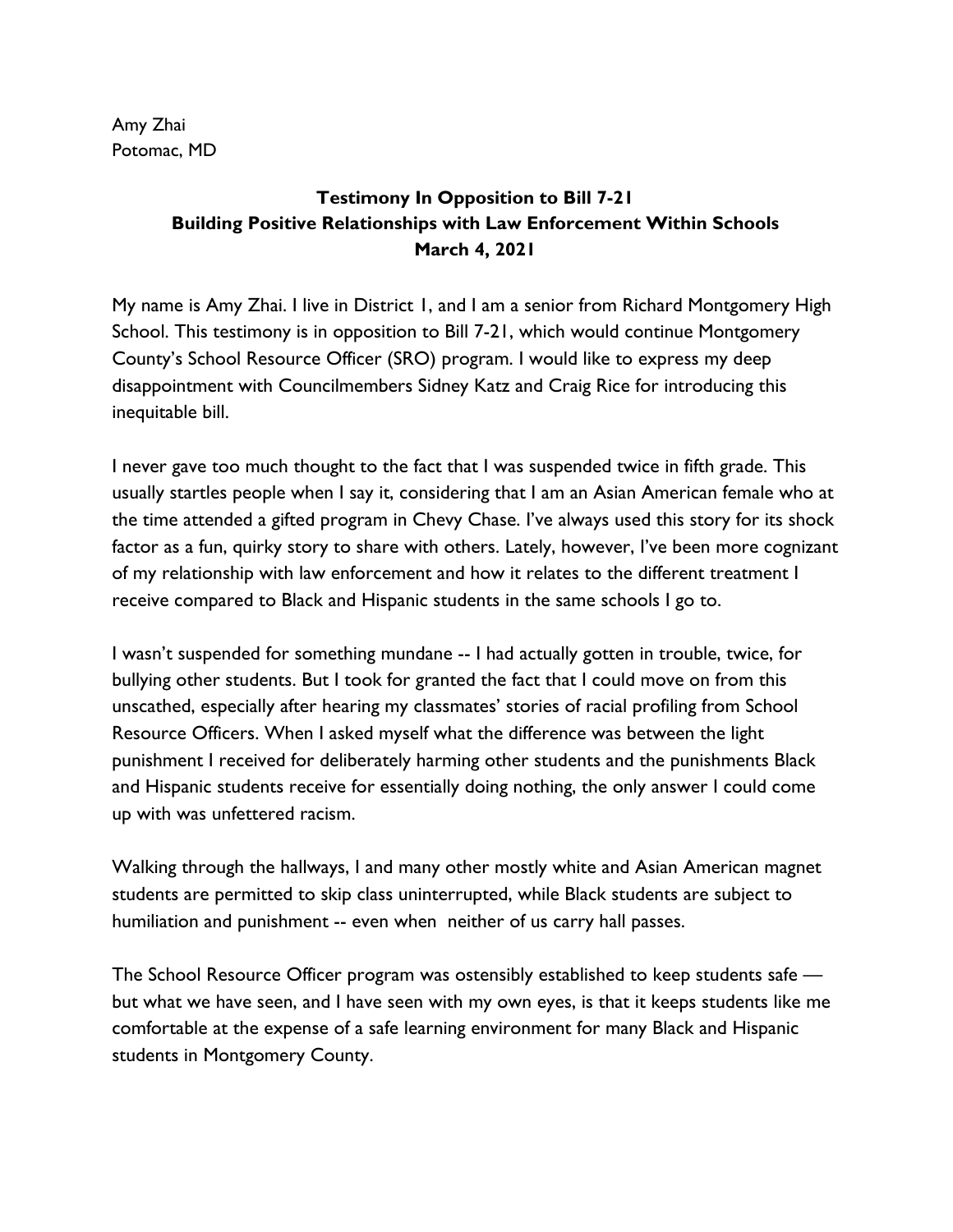Amy Zhai
Potomac, MD

**Testimony In Opposition to Bill 7-21**
**Building Positive Relationships with Law Enforcement Within Schools**
**March 4, 2021**

My name is Amy Zhai. I live in District 1, and I am a senior from Richard Montgomery High School. This testimony is in opposition to Bill 7-21, which would continue Montgomery County's School Resource Officer (SRO) program. I would like to express my deep disappointment with Councilmembers Sidney Katz and Craig Rice for introducing this inequitable bill.

I never gave too much thought to the fact that I was suspended twice in fifth grade. This usually startles people when I say it, considering that I am an Asian American female who at the time attended a gifted program in Chevy Chase. I've always used this story for its shock factor as a fun, quirky story to share with others. Lately, however, I've been more cognizant of my relationship with law enforcement and how it relates to the different treatment I receive compared to Black and Hispanic students in the same schools I go to.

I wasn't suspended for something mundane -- I had actually gotten in trouble, twice, for bullying other students. But I took for granted the fact that I could move on from this unscathed, especially after hearing my classmates' stories of racial profiling from School Resource Officers. When I asked myself what the difference was between the light punishment I received for deliberately harming other students and the punishments Black and Hispanic students receive for essentially doing nothing, the only answer I could come up with was unfettered racism.

Walking through the hallways, I and many other mostly white and Asian American magnet students are permitted to skip class uninterrupted, while Black students are subject to humiliation and punishment -- even when neither of us carry hall passes.

The School Resource Officer program was ostensibly established to keep students safe — but what we have seen, and I have seen with my own eyes, is that it keeps students like me comfortable at the expense of a safe learning environment for many Black and Hispanic students in Montgomery County.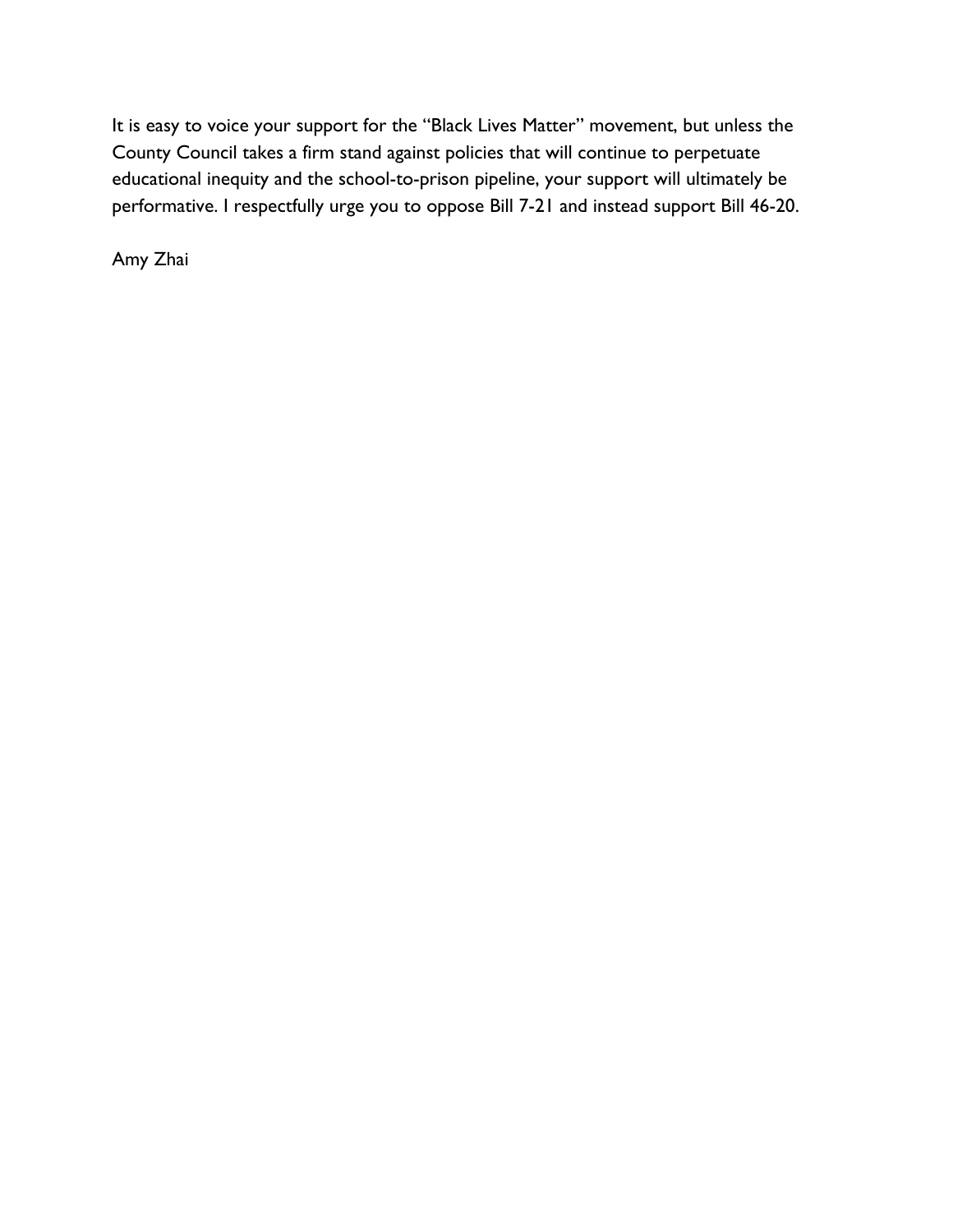It is easy to voice your support for the "Black Lives Matter" movement, but unless the County Council takes a firm stand against policies that will continue to perpetuate educational inequity and the school-to-prison pipeline, your support will ultimately be performative. I respectfully urge you to oppose Bill 7-21 and instead support Bill 46-20.

Amy Zhai